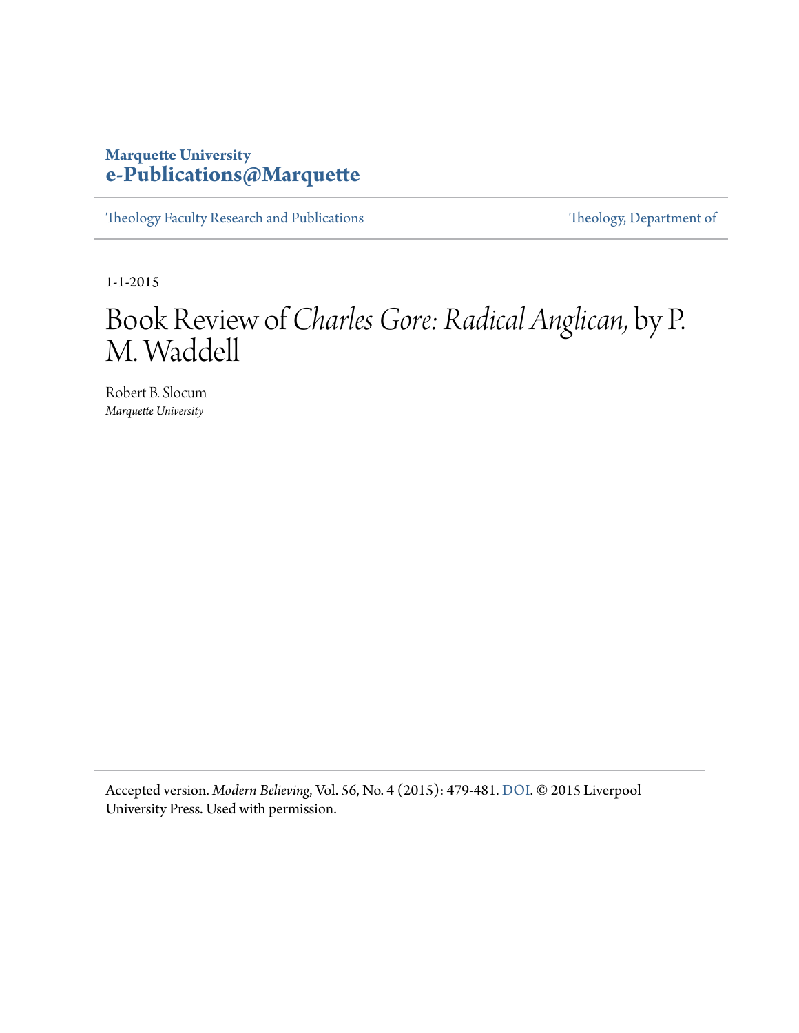**Marquette University**
**e-Publications@Marquette**

Theology Faculty Research and Publications | Theology, Department of

1-1-2015

# Book Review of *Charles Gore: Radical Anglican,* by P. M. Waddell

Robert B. Slocum
*Marquette University*

Accepted version. *Modern Believing,* Vol. 56, No. 4 (2015): 479-481. DOI. © 2015 Liverpool University Press. Used with permission.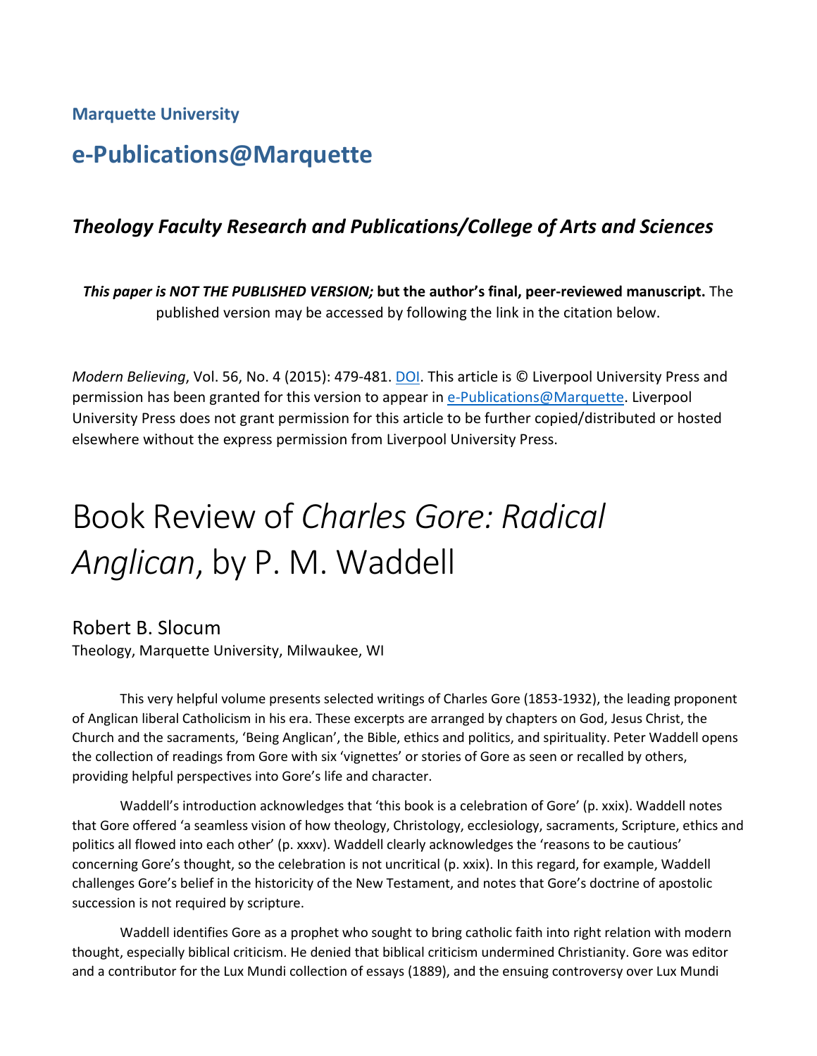Marquette University

# e-Publications@Marquette

## *Theology Faculty Research and Publications/College of Arts and Sciences*

***This paper is NOT THE PUBLISHED VERSION;* but the author's final, peer-reviewed manuscript.** The published version may be accessed by following the link in the citation below.

*Modern Believing*, Vol. 56, No. 4 (2015): 479-481. DOI. This article is © Liverpool University Press and permission has been granted for this version to appear in e-Publications@Marquette. Liverpool University Press does not grant permission for this article to be further copied/distributed or hosted elsewhere without the express permission from Liverpool University Press.

# Book Review of *Charles Gore: Radical Anglican*, by P. M. Waddell

Robert B. Slocum
Theology, Marquette University, Milwaukee, WI

This very helpful volume presents selected writings of Charles Gore (1853-1932), the leading proponent of Anglican liberal Catholicism in his era. These excerpts are arranged by chapters on God, Jesus Christ, the Church and the sacraments, 'Being Anglican', the Bible, ethics and politics, and spirituality. Peter Waddell opens the collection of readings from Gore with six 'vignettes' or stories of Gore as seen or recalled by others, providing helpful perspectives into Gore's life and character.

Waddell's introduction acknowledges that 'this book is a celebration of Gore' (p. xxix). Waddell notes that Gore offered 'a seamless vision of how theology, Christology, ecclesiology, sacraments, Scripture, ethics and politics all flowed into each other' (p. xxxv). Waddell clearly acknowledges the 'reasons to be cautious' concerning Gore's thought, so the celebration is not uncritical (p. xxix). In this regard, for example, Waddell challenges Gore's belief in the historicity of the New Testament, and notes that Gore's doctrine of apostolic succession is not required by scripture.

Waddell identifies Gore as a prophet who sought to bring catholic faith into right relation with modern thought, especially biblical criticism. He denied that biblical criticism undermined Christianity. Gore was editor and a contributor for the Lux Mundi collection of essays (1889), and the ensuing controversy over Lux Mundi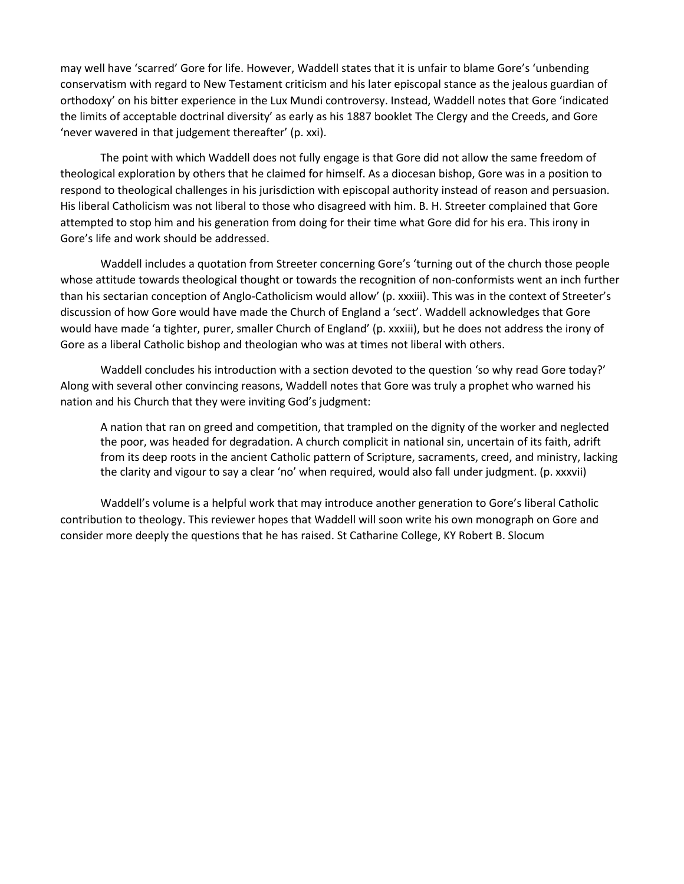may well have 'scarred' Gore for life. However, Waddell states that it is unfair to blame Gore's 'unbending conservatism with regard to New Testament criticism and his later episcopal stance as the jealous guardian of orthodoxy' on his bitter experience in the Lux Mundi controversy. Instead, Waddell notes that Gore 'indicated the limits of acceptable doctrinal diversity' as early as his 1887 booklet The Clergy and the Creeds, and Gore 'never wavered in that judgement thereafter' (p. xxi).

The point with which Waddell does not fully engage is that Gore did not allow the same freedom of theological exploration by others that he claimed for himself. As a diocesan bishop, Gore was in a position to respond to theological challenges in his jurisdiction with episcopal authority instead of reason and persuasion. His liberal Catholicism was not liberal to those who disagreed with him. B. H. Streeter complained that Gore attempted to stop him and his generation from doing for their time what Gore did for his era. This irony in Gore's life and work should be addressed.

Waddell includes a quotation from Streeter concerning Gore's 'turning out of the church those people whose attitude towards theological thought or towards the recognition of non-conformists went an inch further than his sectarian conception of Anglo-Catholicism would allow' (p. xxxiii). This was in the context of Streeter's discussion of how Gore would have made the Church of England a 'sect'. Waddell acknowledges that Gore would have made 'a tighter, purer, smaller Church of England' (p. xxxiii), but he does not address the irony of Gore as a liberal Catholic bishop and theologian who was at times not liberal with others.

Waddell concludes his introduction with a section devoted to the question 'so why read Gore today?' Along with several other convincing reasons, Waddell notes that Gore was truly a prophet who warned his nation and his Church that they were inviting God's judgment:

> A nation that ran on greed and competition, that trampled on the dignity of the worker and neglected the poor, was headed for degradation. A church complicit in national sin, uncertain of its faith, adrift from its deep roots in the ancient Catholic pattern of Scripture, sacraments, creed, and ministry, lacking the clarity and vigour to say a clear 'no' when required, would also fall under judgment. (p. xxxvii)

Waddell's volume is a helpful work that may introduce another generation to Gore's liberal Catholic contribution to theology. This reviewer hopes that Waddell will soon write his own monograph on Gore and consider more deeply the questions that he has raised. St Catharine College, KY Robert B. Slocum